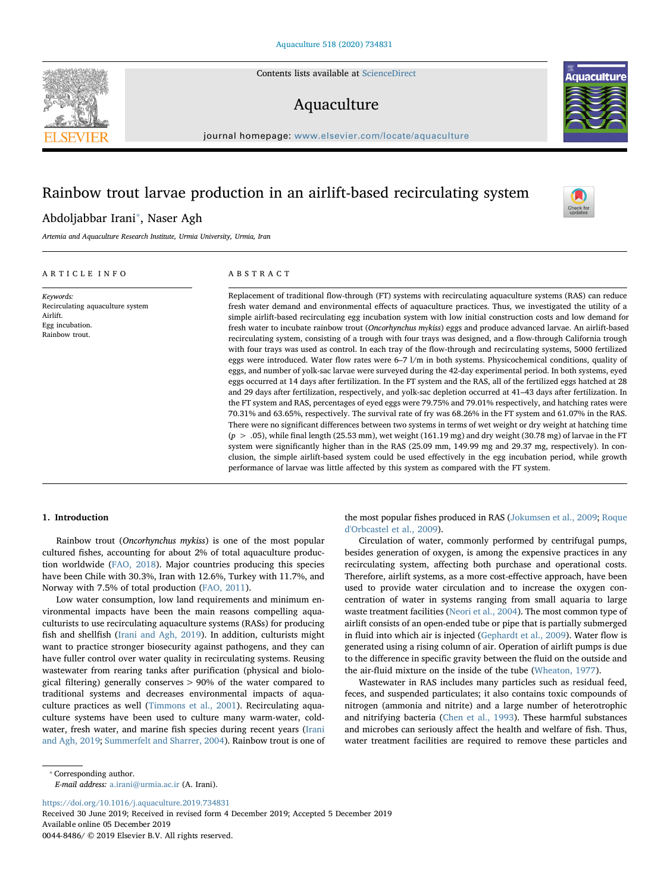Contents lists available at ScienceDirect

# Aquaculture

journal homepage: www.elsevier.com/locate/aquaculture

# Rainbow trout larvae production in an airlift-based recirculating system

Abdoljabbar Irani*, Naser Agh

*Artemia and Aquaculture Research Institute, Urmia University, Urmia, Iran*

## ARTICLE INFO

*Keywords:*
Recirculating aquaculture system
Airlift.
Egg incubation.
Rainbow trout.

## ABSTRACT

Replacement of traditional flow-through (FT) systems with recirculating aquaculture systems (RAS) can reduce fresh water demand and environmental effects of aquaculture practices. Thus, we investigated the utility of a simple airlift-based recirculating egg incubation system with low initial construction costs and low demand for fresh water to incubate rainbow trout (*Oncorhynchus mykiss*) eggs and produce advanced larvae. An airlift-based recirculating system, consisting of a trough with four trays was designed, and a flow-through California trough with four trays was used as control. In each tray of the flow-through and recirculating systems, 5000 fertilized eggs were introduced. Water flow rates were 6–7 l/m in both systems. Physicochemical conditions, quality of eggs, and number of yolk-sac larvae were surveyed during the 42-day experimental period. In both systems, eyed eggs occurred at 14 days after fertilization. In the FT system and the RAS, all of the fertilized eggs hatched at 28 and 29 days after fertilization, respectively, and yolk-sac depletion occurred at 41–43 days after fertilization. In the FT system and RAS, percentages of eyed eggs were 79.75% and 79.01% respectively, and hatching rates were 70.31% and 63.65%, respectively. The survival rate of fry was 68.26% in the FT system and 61.07% in the RAS. There were no significant differences between two systems in terms of wet weight or dry weight at hatching time ($p > .05$), while final length (25.53 mm), wet weight (161.19 mg) and dry weight (30.78 mg) of larvae in the FT system were significantly higher than in the RAS (25.09 mm, 149.99 mg and 29.37 mg, respectively). In conclusion, the simple airlift-based system could be used effectively in the egg incubation period, while growth performance of larvae was little affected by this system as compared with the FT system.

## 1. Introduction

Rainbow trout (*Oncorhynchus mykiss*) is one of the most popular cultured fishes, accounting for about 2% of total aquaculture production worldwide (FAO, 2018). Major countries producing this species have been Chile with 30.3%, Iran with 12.6%, Turkey with 11.7%, and Norway with 7.5% of total production (FAO, 2011).

Low water consumption, low land requirements and minimum environmental impacts have been the main reasons compelling aquaculturists to use recirculating aquaculture systems (RASs) for producing fish and shellfish (Irani and Agh, 2019). In addition, culturists might want to practice stronger biosecurity against pathogens, and they can have fuller control over water quality in recirculating systems. Reusing wastewater from rearing tanks after purification (physical and biological filtering) generally conserves > 90% of the water compared to traditional systems and decreases environmental impacts of aquaculture practices as well (Timmons et al., 2001). Recirculating aquaculture systems have been used to culture many warm-water, cold-water, fresh water, and marine fish species during recent years (Irani and Agh, 2019; Summerfelt and Sharrer, 2004). Rainbow trout is one of the most popular fishes produced in RAS (Jokumsen et al., 2009; Roque d'Orbcastel et al., 2009).

Circulation of water, commonly performed by centrifugal pumps, besides generation of oxygen, is among the expensive practices in any recirculating system, affecting both purchase and operational costs. Therefore, airlift systems, as a more cost-effective approach, have been used to provide water circulation and to increase the oxygen concentration of water in systems ranging from small aquaria to large waste treatment facilities (Neori et al., 2004). The most common type of airlift consists of an open-ended tube or pipe that is partially submerged in fluid into which air is injected (Gephardt et al., 2009). Water flow is generated using a rising column of air. Operation of airlift pumps is due to the difference in specific gravity between the fluid on the outside and the air-fluid mixture on the inside of the tube (Wheaton, 1977).

Wastewater in RAS includes many particles such as residual feed, feces, and suspended particulates; it also contains toxic compounds of nitrogen (ammonia and nitrite) and a large number of heterotrophic and nitrifying bacteria (Chen et al., 1993). These harmful substances and microbes can seriously affect the health and welfare of fish. Thus, water treatment facilities are required to remove these particles and

* Corresponding author.
*E-mail address:* a.irani@urmia.ac.ir (A. Irani).

https://doi.org/10.1016/j.aquaculture.2019.734831
Received 30 June 2019; Received in revised form 4 December 2019; Accepted 5 December 2019
Available online 05 December 2019
0044-8486/ © 2019 Elsevier B.V. All rights reserved.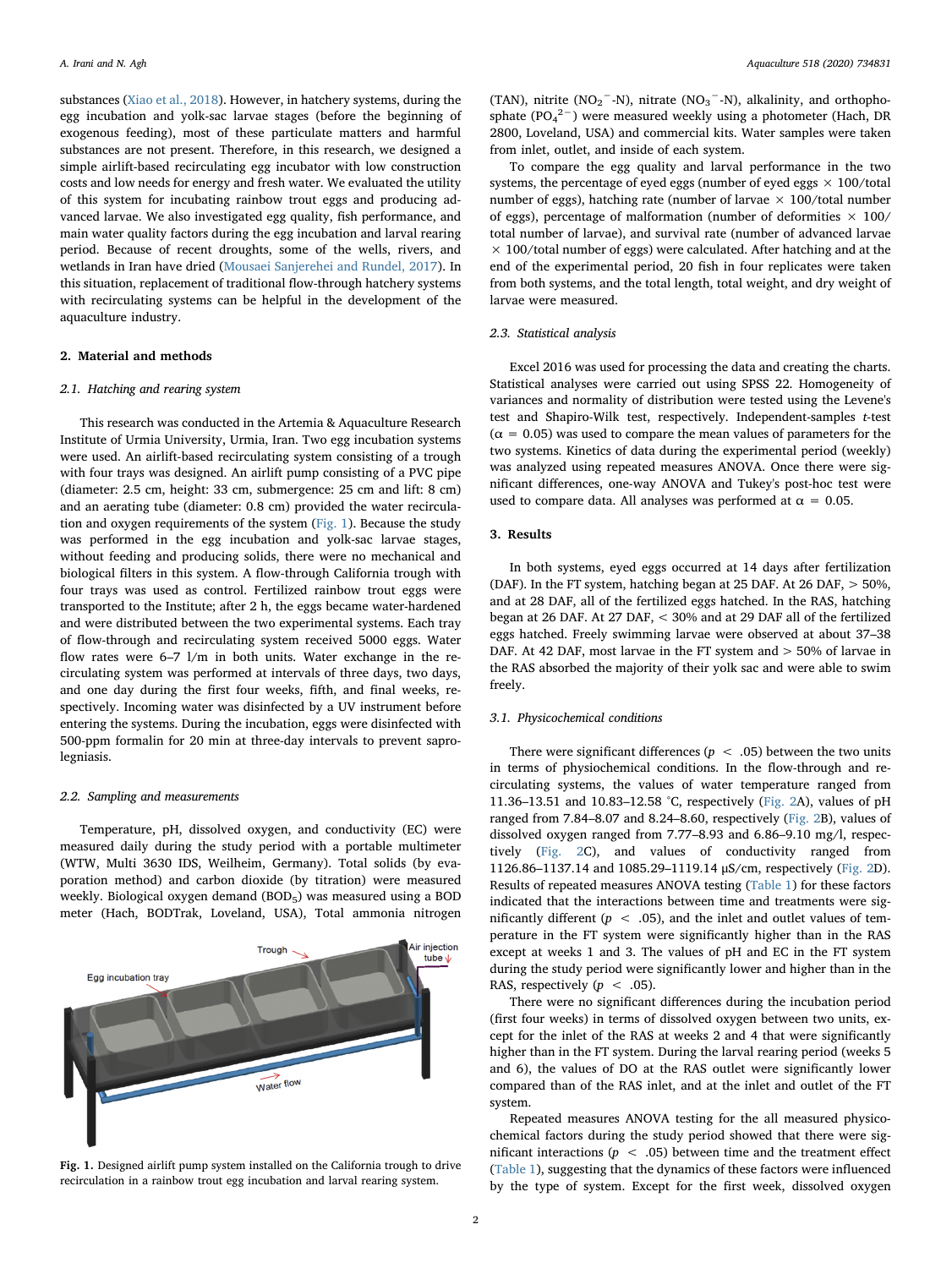substances (Xiao et al., 2018). However, in hatchery systems, during the egg incubation and yolk-sac larvae stages (before the beginning of exogenous feeding), most of these particulate matters and harmful substances are not present. Therefore, in this research, we designed a simple airlift-based recirculating egg incubator with low construction costs and low needs for energy and fresh water. We evaluated the utility of this system for incubating rainbow trout eggs and producing advanced larvae. We also investigated egg quality, fish performance, and main water quality factors during the egg incubation and larval rearing period. Because of recent droughts, some of the wells, rivers, and wetlands in Iran have dried (Mousaei Sanjerehei and Rundel, 2017). In this situation, replacement of traditional flow-through hatchery systems with recirculating systems can be helpful in the development of the aquaculture industry.

## 2. Material and methods

### 2.1. Hatching and rearing system

This research was conducted in the Artemia & Aquaculture Research Institute of Urmia University, Urmia, Iran. Two egg incubation systems were used. An airlift-based recirculating system consisting of a trough with four trays was designed. An airlift pump consisting of a PVC pipe (diameter: 2.5 cm, height: 33 cm, submergence: 25 cm and lift: 8 cm) and an aerating tube (diameter: 0.8 cm) provided the water recirculation and oxygen requirements of the system (Fig. 1). Because the study was performed in the egg incubation and yolk-sac larvae stages, without feeding and producing solids, there were no mechanical and biological filters in this system. A flow-through California trough with four trays was used as control. Fertilized rainbow trout eggs were transported to the Institute; after 2 h, the eggs became water-hardened and were distributed between the two experimental systems. Each tray of flow-through and recirculating system received 5000 eggs. Water flow rates were 6–7 l/m in both units. Water exchange in the recirculating system was performed at intervals of three days, two days, and one day during the first four weeks, fifth, and final weeks, respectively. Incoming water was disinfected by a UV instrument before entering the systems. During the incubation, eggs were disinfected with 500-ppm formalin for 20 min at three-day intervals to prevent saprolegniasis.

### 2.2. Sampling and measurements

Temperature, pH, dissolved oxygen, and conductivity (EC) were measured daily during the study period with a portable multimeter (WTW, Multi 3630 IDS, Weilheim, Germany). Total solids (by evaporation method) and carbon dioxide (by titration) were measured weekly. Biological oxygen demand ($BOD_5$) was measured using a BOD meter (Hach, BODTrak, Loveland, USA), Total ammonia nitrogen (TAN), nitrite ($NO_2^-$-N), nitrate ($NO_3^-$-N), alkalinity, and orthophosphate ($PO_4^{2-}$) were measured weekly using a photometer (Hach, DR 2800, Loveland, USA) and commercial kits. Water samples were taken from inlet, outlet, and inside of each system.

Fig. 1. Designed airlift pump system installed on the California trough to drive recirculation in a rainbow trout egg incubation and larval rearing system.

To compare the egg quality and larval performance in the two systems, the percentage of eyed eggs (number of eyed eggs × 100/total number of eggs), hatching rate (number of larvae × 100/total number of eggs), percentage of malformation (number of deformities × 100/total number of larvae), and survival rate (number of advanced larvae × 100/total number of eggs) were calculated. After hatching and at the end of the experimental period, 20 fish in four replicates were taken from both systems, and the total length, total weight, and dry weight of larvae were measured.

### 2.3. Statistical analysis

Excel 2016 was used for processing the data and creating the charts. Statistical analyses were carried out using SPSS 22. Homogeneity of variances and normality of distribution were tested using the Levene's test and Shapiro-Wilk test, respectively. Independent-samples *t*-test ($\alpha = 0.05$) was used to compare the mean values of parameters for the two systems. Kinetics of data during the experimental period (weekly) was analyzed using repeated measures ANOVA. Once there were significant differences, one-way ANOVA and Tukey's post-hoc test were used to compare data. All analyses was performed at $\alpha = 0.05$.

## 3. Results

In both systems, eyed eggs occurred at 14 days after fertilization (DAF). In the FT system, hatching began at 25 DAF. At 26 DAF, > 50%, and at 28 DAF, all of the fertilized eggs hatched. In the RAS, hatching began at 26 DAF. At 27 DAF, < 30% and at 29 DAF all of the fertilized eggs hatched. Freely swimming larvae were observed at about 37–38 DAF. At 42 DAF, most larvae in the FT system and > 50% of larvae in the RAS absorbed the majority of their yolk sac and were able to swim freely.

### 3.1. Physicochemical conditions

There were significant differences ($p < .05$) between the two units in terms of physiochemical conditions. In the flow-through and recirculating systems, the values of water temperature ranged from 11.36–13.51 and 10.83–12.58 °C, respectively (Fig. 2A), values of pH ranged from 7.84–8.07 and 8.24–8.60, respectively (Fig. 2B), values of dissolved oxygen ranged from 7.77–8.93 and 6.86–9.10 mg/l, respectively (Fig. 2C), and values of conductivity ranged from 1126.86–1137.14 and 1085.29–1119.14 μS/cm, respectively (Fig. 2D). Results of repeated measures ANOVA testing (Table 1) for these factors indicated that the interactions between time and treatments were significantly different ($p < .05$), and the inlet and outlet values of temperature in the FT system were significantly higher than in the RAS except at weeks 1 and 3. The values of pH and EC in the FT system during the study period were significantly lower and higher than in the RAS, respectively ($p < .05$).

There were no significant differences during the incubation period (first four weeks) in terms of dissolved oxygen between two units, except for the inlet of the RAS at weeks 2 and 4 that were significantly higher than in the FT system. During the larval rearing period (weeks 5 and 6), the values of DO at the RAS outlet were significantly lower compared than of the RAS inlet, and at the inlet and outlet of the FT system.

Repeated measures ANOVA testing for the all measured physicochemical factors during the study period showed that there were significant interactions ($p < .05$) between time and the treatment effect (Table 1), suggesting that the dynamics of these factors were influenced by the type of system. Except for the first week, dissolved oxygen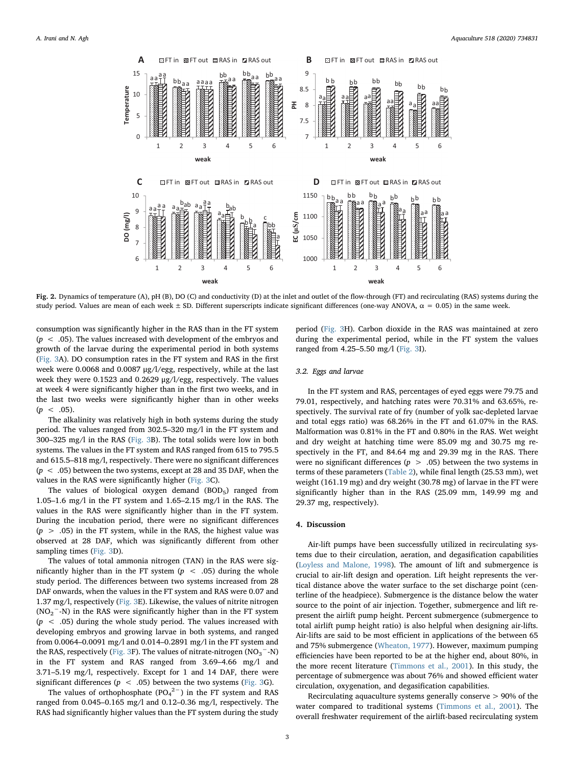Fig. 2. Dynamics of temperature (A), pH (B), DO (C) and conductivity (D) at the inlet and outlet of the flow-through (FT) and recirculating (RAS) systems during the study period. Values are mean of each week ± SD. Different superscripts indicate significant differences (one-way ANOVA, α = 0.05) in the same week.

consumption was significantly higher in the RAS than in the FT system ($p < .05$). The values increased with development of the embryos and growth of the larvae during the experimental period in both systems (Fig. 3A). DO consumption rates in the FT system and RAS in the first week were 0.0068 and 0.0087 µg/l/egg, respectively, while at the last week they were 0.1523 and 0.2629 µg/l/egg, respectively. The values at week 4 were significantly higher than in the first two weeks, and in the last two weeks were significantly higher than in other weeks ($p < .05$).

The alkalinity was relatively high in both systems during the study period. The values ranged from 302.5–320 mg/l in the FT system and 300–325 mg/l in the RAS (Fig. 3B). The total solids were low in both systems. The values in the FT system and RAS ranged from 615 to 795.5 and 615.5–818 mg/l, respectively. There were no significant differences ($p < .05$) between the two systems, except at 28 and 35 DAF, when the values in the RAS were significantly higher (Fig. 3C).

The values of biological oxygen demand ($BOD_5$) ranged from 1.05–1.6 mg/l in the FT system and 1.65–2.15 mg/l in the RAS. The values in the RAS were significantly higher than in the FT system. During the incubation period, there were no significant differences ($p > .05$) in the FT system, while in the RAS, the highest value was observed at 28 DAF, which was significantly different from other sampling times (Fig. 3D).

The values of total ammonia nitrogen (TAN) in the RAS were significantly higher than in the FT system ($p < .05$) during the whole study period. The differences between two systems increased from 28 DAF onwards, when the values in the FT system and RAS were 0.07 and 1.37 mg/l, respectively (Fig. 3E). Likewise, the values of nitrite nitrogen ($NO_2^-$-N) in the RAS were significantly higher than in the FT system ($p < .05$) during the whole study period. The values increased with developing embryos and growing larvae in both systems, and ranged from 0.0064–0.0091 mg/l and 0.014–0.2891 mg/l in the FT system and the RAS, respectively (Fig. 3F). The values of nitrate-nitrogen ($NO_3^-$-N) in the FT system and RAS ranged from 3.69–4.66 mg/l and 3.71–5.19 mg/l, respectively. Except for 1 and 14 DAF, there were significant differences ($p < .05$) between the two systems (Fig. 3G).

The values of orthophosphate ($PO_4^{2-}$) in the FT system and RAS ranged from 0.045–0.165 mg/l and 0.12–0.36 mg/l, respectively. The RAS had significantly higher values than the FT system during the study period (Fig. 3H). Carbon dioxide in the RAS was maintained at zero during the experimental period, while in the FT system the values ranged from 4.25–5.50 mg/l (Fig. 3I).

### 3.2. Eggs and larvae

In the FT system and RAS, percentages of eyed eggs were 79.75 and 79.01, respectively, and hatching rates were 70.31% and 63.65%, respectively. The survival rate of fry (number of yolk sac-depleted larvae and total eggs ratio) was 68.26% in the FT and 61.07% in the RAS. Malformation was 0.81% in the FT and 0.80% in the RAS. Wet weight and dry weight at hatching time were 85.09 mg and 30.75 mg respectively in the FT, and 84.64 mg and 29.39 mg in the RAS. There were no significant differences ($p > .05$) between the two systems in terms of these parameters (Table 2), while final length (25.53 mm), wet weight (161.19 mg) and dry weight (30.78 mg) of larvae in the FT were significantly higher than in the RAS (25.09 mm, 149.99 mg and 29.37 mg, respectively).

## 4. Discussion

Air-lift pumps have been successfully utilized in recirculating systems due to their circulation, aeration, and degasification capabilities (Loyless and Malone, 1998). The amount of lift and submergence is crucial to air-lift design and operation. Lift height represents the vertical distance above the water surface to the set discharge point (centerline of the headpiece). Submergence is the distance below the water source to the point of air injection. Together, submergence and lift represent the airlift pump height. Percent submergence (submergence to total airlift pump height ratio) is also helpful when designing air-lifts. Air-lifts are said to be most efficient in applications of the between 65 and 75% submergence (Wheaton, 1977). However, maximum pumping efficiencies have been reported to be at the higher end, about 80%, in the more recent literature (Timmons et al., 2001). In this study, the percentage of submergence was about 76% and showed efficient water circulation, oxygenation, and degasification capabilities.

Recirculating aquaculture systems generally conserve > 90% of the water compared to traditional systems (Timmons et al., 2001). The overall freshwater requirement of the airlift-based recirculating system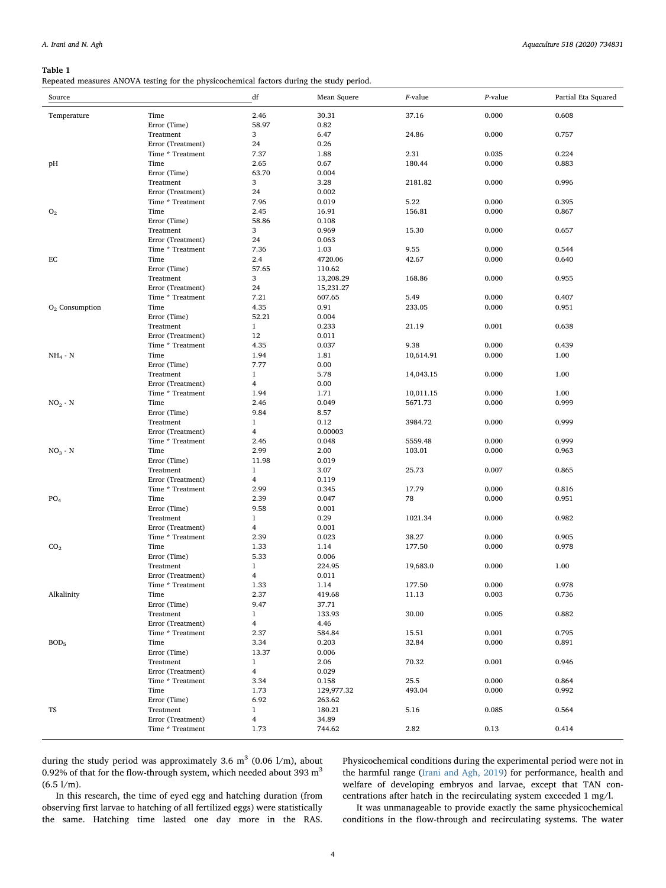**Table 1**
Repeated measures ANOVA testing for the physicochemical factors during the study period.

| Source | | df | Mean Squere | *F*-value | *P*-value | Partial Eta Squared |
|---|---|---|---|---|---|---|
| Temperature | Time | 2.46 | 30.31 | 37.16 | 0.000 | 0.608 |
| | Error (Time) | 58.97 | 0.82 | | | |
| | Treatment | 3 | 6.47 | 24.86 | 0.000 | 0.757 |
| | Error (Treatment) | 24 | 0.26 | | | |
| | Time * Treatment | 7.37 | 1.88 | 2.31 | 0.035 | 0.224 |
| pH | Time | 2.65 | 0.67 | 180.44 | 0.000 | 0.883 |
| | Error (Time) | 63.70 | 0.004 | | | |
| | Treatment | 3 | 3.28 | 2181.82 | 0.000 | 0.996 |
| | Error (Treatment) | 24 | 0.002 | | | |
| | Time * Treatment | 7.96 | 0.019 | 5.22 | 0.000 | 0.395 |
| $O_2$ | Time | 2.45 | 16.91 | 156.81 | 0.000 | 0.867 |
| | Error (Time) | 58.86 | 0.108 | | | |
| | Treatment | 3 | 0.969 | 15.30 | 0.000 | 0.657 |
| | Error (Treatment) | 24 | 0.063 | | | |
| | Time * Treatment | 7.36 | 1.03 | 9.55 | 0.000 | 0.544 |
| EC | Time | 2.4 | 4720.06 | 42.67 | 0.000 | 0.640 |
| | Error (Time) | 57.65 | 110.62 | | | |
| | Treatment | 3 | 13,208.29 | 168.86 | 0.000 | 0.955 |
| | Error (Treatment) | 24 | 15,231.27 | | | |
| | Time * Treatment | 7.21 | 607.65 | 5.49 | 0.000 | 0.407 |
| $O_2$ Consumption | Time | 4.35 | 0.91 | 233.05 | 0.000 | 0.951 |
| | Error (Time) | 52.21 | 0.004 | | | |
| | Treatment | 1 | 0.233 | 21.19 | 0.001 | 0.638 |
| | Error (Treatment) | 12 | 0.011 | | | |
| | Time * Treatment | 4.35 | 0.037 | 9.38 | 0.000 | 0.439 |
| $NH_4$ - N | Time | 1.94 | 1.81 | 10,614.91 | 0.000 | 1.00 |
| | Error (Time) | 7.77 | 0.00 | | | |
| | Treatment | 1 | 5.78 | 14,043.15 | 0.000 | 1.00 |
| | Error (Treatment) | 4 | 0.00 | | | |
| | Time * Treatment | 1.94 | 1.71 | 10,011.15 | 0.000 | 1.00 |
| $NO_2$ - N | Time | 2.46 | 0.049 | 5671.73 | 0.000 | 0.999 |
| | Error (Time) | 9.84 | 8.57 | | | |
| | Treatment | 1 | 0.12 | 3984.72 | 0.000 | 0.999 |
| | Error (Treatment) | 4 | 0.00003 | | | |
| | Time * Treatment | 2.46 | 0.048 | 5559.48 | 0.000 | 0.999 |
| $NO_3$ - N | Time | 2.99 | 2.00 | 103.01 | 0.000 | 0.963 |
| | Error (Time) | 11.98 | 0.019 | | | |
| | Treatment | 1 | 3.07 | 25.73 | 0.007 | 0.865 |
| | Error (Treatment) | 4 | 0.119 | | | |
| | Time * Treatment | 2.99 | 0.345 | 17.79 | 0.000 | 0.816 |
| $PO_4$ | Time | 2.39 | 0.047 | 78 | 0.000 | 0.951 |
| | Error (Time) | 9.58 | 0.001 | | | |
| | Treatment | 1 | 0.29 | 1021.34 | 0.000 | 0.982 |
| | Error (Treatment) | 4 | 0.001 | | | |
| | Time * Treatment | 2.39 | 0.023 | 38.27 | 0.000 | 0.905 |
| $CO_2$ | Time | 1.33 | 1.14 | 177.50 | 0.000 | 0.978 |
| | Error (Time) | 5.33 | 0.006 | | | |
| | Treatment | 1 | 224.95 | 19,683.0 | 0.000 | 1.00 |
| | Error (Treatment) | 4 | 0.011 | | | |
| | Time * Treatment | 1.33 | 1.14 | 177.50 | 0.000 | 0.978 |
| Alkalinity | Time | 2.37 | 419.68 | 11.13 | 0.003 | 0.736 |
| | Error (Time) | 9.47 | 37.71 | | | |
| | Treatment | 1 | 133.93 | 30.00 | 0.005 | 0.882 |
| | Error (Treatment) | 4 | 4.46 | | | |
| | Time * Treatment | 2.37 | 584.84 | 15.51 | 0.001 | 0.795 |
| $BOD_5$ | Time | 3.34 | 0.203 | 32.84 | 0.000 | 0.891 |
| | Error (Time) | 13.37 | 0.006 | | | |
| | Treatment | 1 | 2.06 | 70.32 | 0.001 | 0.946 |
| | Error (Treatment) | 4 | 0.029 | | | |
| | Time * Treatment | 3.34 | 0.158 | 25.5 | 0.000 | 0.864 |
| | Time | 1.73 | 129,977.32 | 493.04 | 0.000 | 0.992 |
| | Error (Time) | 6.92 | 263.62 | | | |
| TS | Treatment | 1 | 180.21 | 5.16 | 0.085 | 0.564 |
| | Error (Treatment) | 4 | 34.89 | | | |
| | Time * Treatment | 1.73 | 744.62 | 2.82 | 0.13 | 0.414 |

during the study period was approximately 3.6 $m^3$ (0.06 l/m), about 0.92% of that for the flow-through system, which needed about 393 $m^3$ (6.5 l/m).

In this research, the time of eyed egg and hatching duration (from observing first larvae to hatching of all fertilized eggs) were statistically the same. Hatching time lasted one day more in the RAS. Physicochemical conditions during the experimental period were not in the harmful range (Irani and Agh, 2019) for performance, health and welfare of developing embryos and larvae, except that TAN concentrations after hatch in the recirculating system exceeded 1 mg/l.

It was unmanageable to provide exactly the same physicochemical conditions in the flow-through and recirculating systems. The water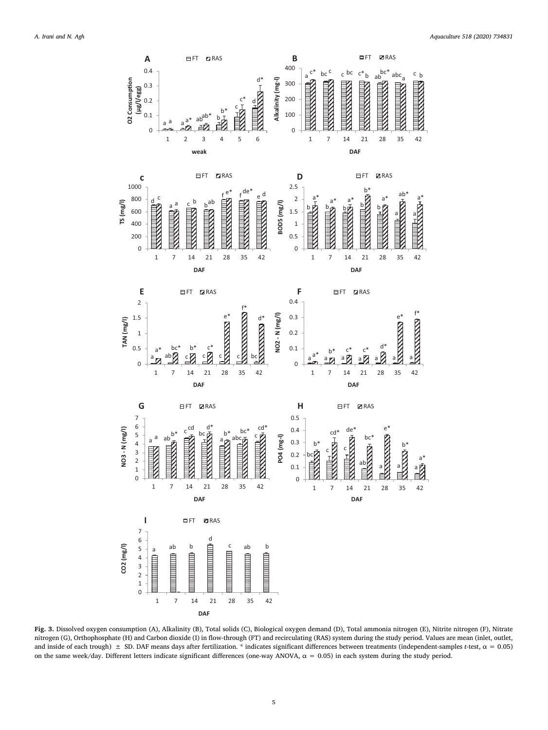**Fig. 3.** Dissolved oxygen consumption (A), Alkalinity (B), Total solids (C), Biological oxygen demand (D), Total ammonia nitrogen (E), Nitrite nitrogen (F), Nitrate nitrogen (G), Orthophosphate (H) and Carbon dioxide (I) in flow-through (FT) and recirculating (RAS) system during the study period. Values are mean (inlet, outlet, and inside of each trough) ± SD. DAF means days after fertilization. * indicates significant differences between treatments (independent-samples *t*-test, $\alpha = 0.05$) on the same week/day. Different letters indicate significant differences (one-way ANOVA, $\alpha = 0.05$) in each system during the study period.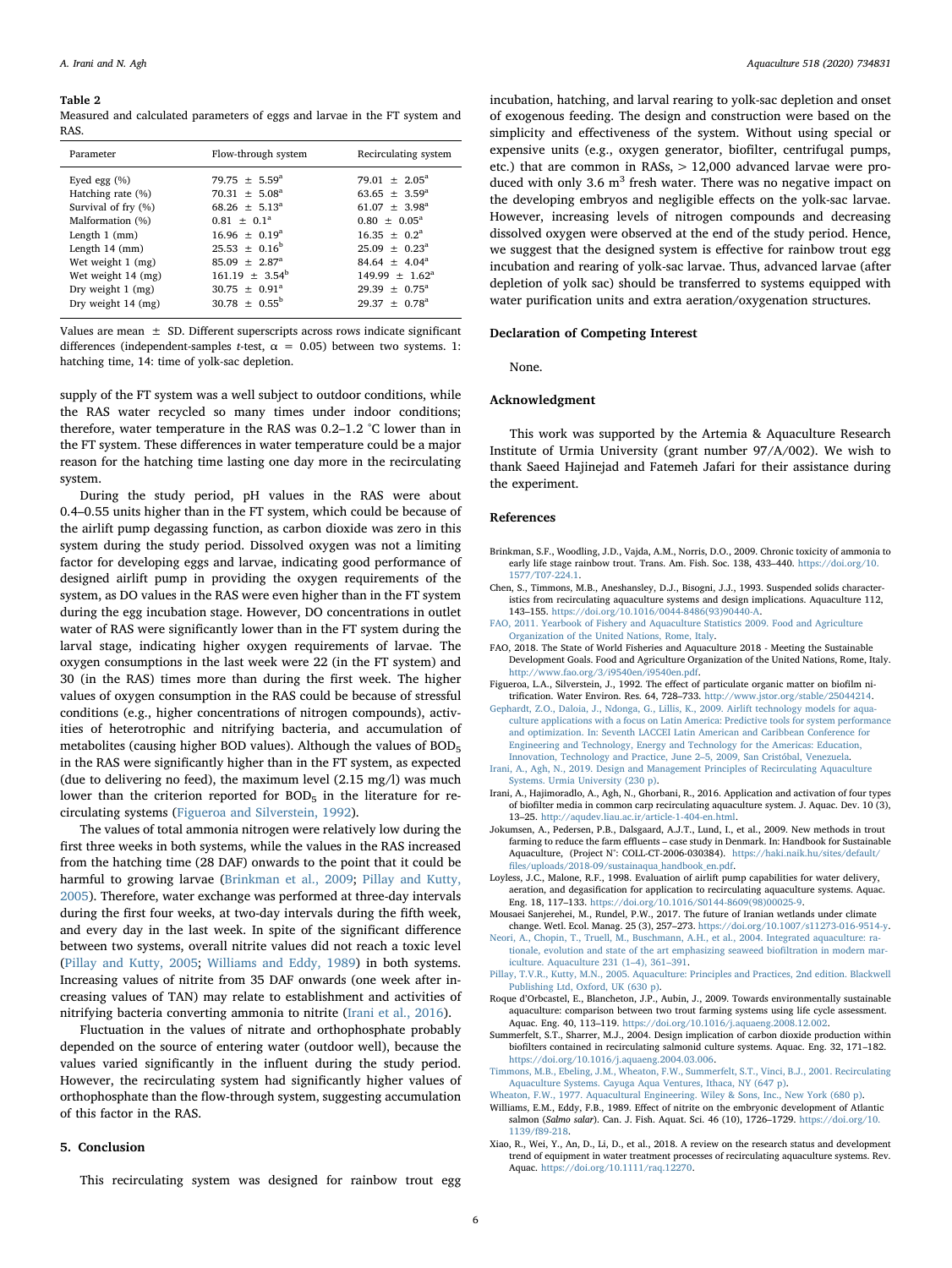**Table 2**
Measured and calculated parameters of eggs and larvae in the FT system and RAS.

| Parameter | Flow-through system | Recirculating system |
|---|---|---|
| Eyed egg (%) | $79.75 \pm 5.59^a$ | $79.01 \pm 2.05^a$ |
| Hatching rate (%) | $70.31 \pm 5.08^a$ | $63.65 \pm 3.59^a$ |
| Survival of fry (%) | $68.26 \pm 5.13^a$ | $61.07 \pm 3.98^a$ |
| Malformation (%) | $0.81 \pm 0.1^a$ | $0.80 \pm 0.05^a$ |
| Length 1 (mm) | $16.96 \pm 0.19^a$ | $16.35 \pm 0.2^a$ |
| Length 14 (mm) | $25.53 \pm 0.16^b$ | $25.09 \pm 0.23^a$ |
| Wet weight 1 (mg) | $85.09 \pm 2.87^a$ | $84.64 \pm 4.04^a$ |
| Wet weight 14 (mg) | $161.19 \pm 3.54^b$ | $149.99 \pm 1.62^a$ |
| Dry weight 1 (mg) | $30.75 \pm 0.91^a$ | $29.39 \pm 0.75^a$ |
| Dry weight 14 (mg) | $30.78 \pm 0.55^b$ | $29.37 \pm 0.78^a$ |

Values are mean ± SD. Different superscripts across rows indicate significant differences (independent-samples *t*-test, $\alpha = 0.05$) between two systems. 1: hatching time, 14: time of yolk-sac depletion.

supply of the FT system was a well subject to outdoor conditions, while the RAS water recycled so many times under indoor conditions; therefore, water temperature in the RAS was 0.2–1.2 °C lower than in the FT system. These differences in water temperature could be a major reason for the hatching time lasting one day more in the recirculating system.

During the study period, pH values in the RAS were about 0.4–0.55 units higher than in the FT system, which could be because of the airlift pump degassing function, as carbon dioxide was zero in this system during the study period. Dissolved oxygen was not a limiting factor for developing eggs and larvae, indicating good performance of designed airlift pump in providing the oxygen requirements of the system, as DO values in the RAS were even higher than in the FT system during the egg incubation stage. However, DO concentrations in outlet water of RAS were significantly lower than in the FT system during the larval stage, indicating higher oxygen requirements of larvae. The oxygen consumptions in the last week were 22 (in the FT system) and 30 (in the RAS) times more than during the first week. The higher values of oxygen consumption in the RAS could be because of stressful conditions (e.g., higher concentrations of nitrogen compounds), activities of heterotrophic and nitrifying bacteria, and accumulation of metabolites (causing higher BOD values). Although the values of $BOD_5$ in the RAS were significantly higher than in the FT system, as expected (due to delivering no feed), the maximum level (2.15 mg/l) was much lower than the criterion reported for $BOD_5$ in the literature for recirculating systems (Figueroa and Silverstein, 1992).

The values of total ammonia nitrogen were relatively low during the first three weeks in both systems, while the values in the RAS increased from the hatching time (28 DAF) onwards to the point that it could be harmful to growing larvae (Brinkman et al., 2009; Pillay and Kutty, 2005). Therefore, water exchange was performed at three-day intervals during the first four weeks, at two-day intervals during the fifth week, and every day in the last week. In spite of the significant difference between two systems, overall nitrite values did not reach a toxic level (Pillay and Kutty, 2005; Williams and Eddy, 1989) in both systems. Increasing values of nitrite from 35 DAF onwards (one week after increasing values of TAN) may relate to establishment and activities of nitrifying bacteria converting ammonia to nitrite (Irani et al., 2016).

Fluctuation in the values of nitrate and orthophosphate probably depended on the source of entering water (outdoor well), because the values varied significantly in the influent during the study period. However, the recirculating system had significantly higher values of orthophosphate than the flow-through system, suggesting accumulation of this factor in the RAS.

## 5. Conclusion

This recirculating system was designed for rainbow trout egg incubation, hatching, and larval rearing to yolk-sac depletion and onset of exogenous feeding. The design and construction were based on the simplicity and effectiveness of the system. Without using special or expensive units (e.g., oxygen generator, biofilter, centrifugal pumps, etc.) that are common in RASs, > 12,000 advanced larvae were produced with only 3.6 $m^3$ fresh water. There was no negative impact on the developing embryos and negligible effects on the yolk-sac larvae. However, increasing levels of nitrogen compounds and decreasing dissolved oxygen were observed at the end of the study period. Hence, we suggest that the designed system is effective for rainbow trout egg incubation and rearing of yolk-sac larvae. Thus, advanced larvae (after depletion of yolk sac) should be transferred to systems equipped with water purification units and extra aeration/oxygenation structures.

## Declaration of Competing Interest

None.

## Acknowledgment

This work was supported by the Artemia & Aquaculture Research Institute of Urmia University (grant number 97/A/002). We wish to thank Saeed Hajinejad and Fatemeh Jafari for their assistance during the experiment.

## References

Brinkman, S.F., Woodling, J.D., Vajda, A.M., Norris, D.O., 2009. Chronic toxicity of ammonia to early life stage rainbow trout. Trans. Am. Fish. Soc. 138, 433–440. https://doi.org/10.1577/T07-224.1.

Chen, S., Timmons, M.B., Aneshansley, D.J., Bisogni, J.J., 1993. Suspended solids characteristics from recirculating aquaculture systems and design implications. Aquaculture 112, 143–155. https://doi.org/10.1016/0044-8486(93)90440-A.

FAO, 2011. Yearbook of Fishery and Aquaculture Statistics 2009. Food and Agriculture Organization of the United Nations, Rome, Italy.

FAO, 2018. The State of World Fisheries and Aquaculture 2018 - Meeting the Sustainable Development Goals. Food and Agriculture Organization of the United Nations, Rome, Italy. http://www.fao.org/3/i9540en/i9540en.pdf.

Figueroa, L.A., Silverstein, J., 1992. The effect of particulate organic matter on biofilm nitrification. Water Environ. Res. 64, 728–733. http://www.jstor.org/stable/25044214.

Gephardt, Z.O., Daloia, J., Ndonga, G., Lillis, K., 2009. Airlift technology models for aquaculture applications with a focus on Latin America: Predictive tools for system performance and optimization. In: Seventh LACCEI Latin American and Caribbean Conference for Engineering and Technology, Energy and Technology for the Americas: Education, Innovation, Technology and Practice, June 2–5, 2009, San Cristóbal, Venezuela.

Irani, A., Agh, N., 2019. Design and Management Principles of Recirculating Aquaculture Systems. Urmia University (230 p).

Irani, A., Hajimoradlo, A., Agh, N., Ghorbani, R., 2016. Application and activation of four types of biofilter media in common carp recirculating aquaculture system. J. Aquac. Dev. 10 (3), 13–25. http://aqudev.liau.ac.ir/article-1-404-en.html.

Jokumsen, A., Pedersen, P.B., Dalsgaard, A.J.T., Lund, I., et al., 2009. New methods in trout farming to reduce the farm effluents – case study in Denmark. In: Handbook for Sustainable Aquaculture, (Project N°: COLL-CT-2006-030384). https://haki.naik.hu/sites/default/files/uploads/2018-09/sustainaqua_handbook_en.pdf.

Loyless, J.C., Malone, R.F., 1998. Evaluation of airlift pump capabilities for water delivery, aeration, and degasification for application to recirculating aquaculture systems. Aquac. Eng. 18, 117–133. https://doi.org/10.1016/S0144-8609(98)00025-9.

Mousaei Sanjerehei, M., Rundel, P.W., 2017. The future of Iranian wetlands under climate change. Wetl. Ecol. Manag. 25 (3), 257–273. https://doi.org/10.1007/s11273-016-9514-y.

Neori, A., Chopin, T., Truell, M., Buschmann, A.H., et al., 2004. Integrated aquaculture: rationale, evolution and state of the art emphasizing seaweed biofiltration in modern mariculture. Aquaculture 231 (1–4), 361–391.

Pillay, T.V.R., Kutty, M.N., 2005. Aquaculture: Principles and Practices, 2nd edition. Blackwell Publishing Ltd, Oxford, UK (630 p).

Roque d'Orbcastel, E., Blancheton, J.P., Aubin, J., 2009. Towards environmentally sustainable aquaculture: comparison between two trout farming systems using life cycle assessment. Aquac. Eng. 40, 113–119. https://doi.org/10.1016/j.aquaeng.2008.12.002.

Summerfelt, S.T., Sharrer, M.J., 2004. Design implication of carbon dioxide production within biofilters contained in recirculating salmonid culture systems. Aquac. Eng. 32, 171–182. https://doi.org/10.1016/j.aquaeng.2004.03.006.

Timmons, M.B., Ebeling, J.M., Wheaton, F.W., Summerfelt, S.T., Vinci, B.J., 2001. Recirculating Aquaculture Systems. Cayuga Aqua Ventures, Ithaca, NY (647 p).

Wheaton, F.W., 1977. Aquacultural Engineering. Wiley & Sons, Inc., New York (680 p).

Williams, E.M., Eddy, F.B., 1989. Effect of nitrite on the embryonic development of Atlantic salmon (*Salmo salar*). Can. J. Fish. Aquat. Sci. 46 (10), 1726–1729. https://doi.org/10.1139/f89-218.

Xiao, R., Wei, Y., An, D., Li, D., et al., 2018. A review on the research status and development trend of equipment in water treatment processes of recirculating aquaculture systems. Rev. Aquac. https://doi.org/10.1111/raq.12270.